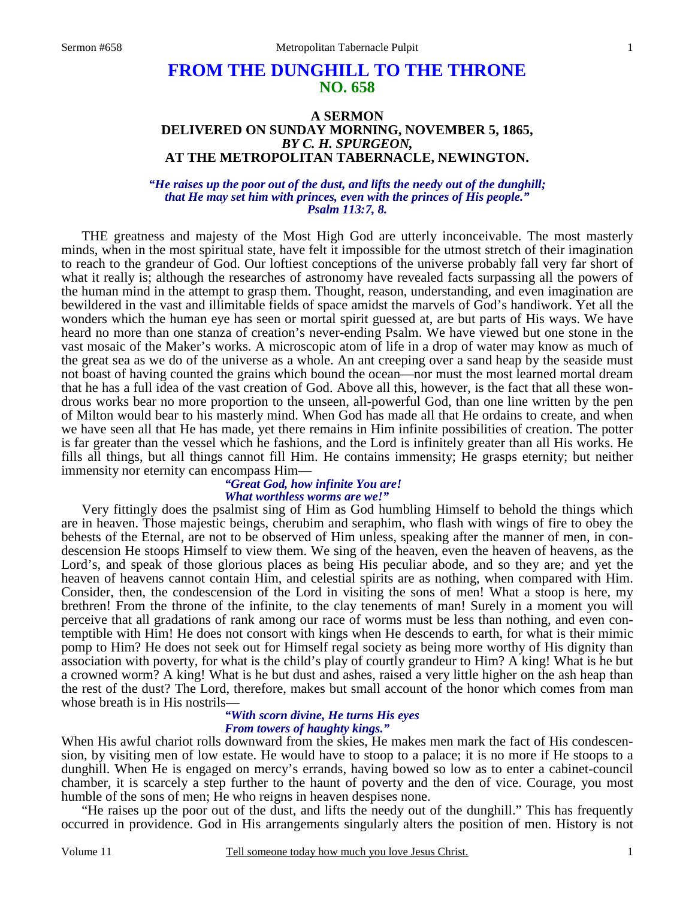# FROM THE DUNGHILL TO THE THRONE
## NO. 658

### A SERMON
### DELIVERED ON SUNDAY MORNING, NOVEMBER 5, 1865,
### *BY C. H. SPURGEON,*
### AT THE METROPOLITAN TABERNACLE, NEWINGTON.

***"He raises up the poor out of the dust, and lifts the needy out of the dunghill; that He may set him with princes, even with the princes of His people." Psalm 113:7, 8.***

THE greatness and majesty of the Most High God are utterly inconceivable. The most masterly minds, when in the most spiritual state, have felt it impossible for the utmost stretch of their imagination to reach to the grandeur of God. Our loftiest conceptions of the universe probably fall very far short of what it really is; although the researches of astronomy have revealed facts surpassing all the powers of the human mind in the attempt to grasp them. Thought, reason, understanding, and even imagination are bewildered in the vast and illimitable fields of space amidst the marvels of God's handiwork. Yet all the wonders which the human eye has seen or mortal spirit guessed at, are but parts of His ways. We have heard no more than one stanza of creation's never-ending Psalm. We have viewed but one stone in the vast mosaic of the Maker's works. A microscopic atom of life in a drop of water may know as much of the great sea as we do of the universe as a whole. An ant creeping over a sand heap by the seaside must not boast of having counted the grains which bound the ocean—nor must the most learned mortal dream that he has a full idea of the vast creation of God. Above all this, however, is the fact that all these wondrous works bear no more proportion to the unseen, all-powerful God, than one line written by the pen of Milton would bear to his masterly mind. When God has made all that He ordains to create, and when we have seen all that He has made, yet there remains in Him infinite possibilities of creation. The potter is far greater than the vessel which he fashions, and the Lord is infinitely greater than all His works. He fills all things, but all things cannot fill Him. He contains immensity; He grasps eternity; but neither immensity nor eternity can encompass Him—

*"Great God, how infinite You are!*
*What worthless worms are we!"*

Very fittingly does the psalmist sing of Him as God humbling Himself to behold the things which are in heaven. Those majestic beings, cherubim and seraphim, who flash with wings of fire to obey the behests of the Eternal, are not to be observed of Him unless, speaking after the manner of men, in condescension He stoops Himself to view them. We sing of the heaven, even the heaven of heavens, as the Lord's, and speak of those glorious places as being His peculiar abode, and so they are; and yet the heaven of heavens cannot contain Him, and celestial spirits are as nothing, when compared with Him. Consider, then, the condescension of the Lord in visiting the sons of men! What a stoop is here, my brethren! From the throne of the infinite, to the clay tenements of man! Surely in a moment you will perceive that all gradations of rank among our race of worms must be less than nothing, and even contemptible with Him! He does not consort with kings when He descends to earth, for what is their mimic pomp to Him? He does not seek out for Himself regal society as being more worthy of His dignity than association with poverty, for what is the child's play of courtly grandeur to Him? A king! What is he but a crowned worm? A king! What is he but dust and ashes, raised a very little higher on the ash heap than the rest of the dust? The Lord, therefore, makes but small account of the honor which comes from man whose breath is in His nostrils—

*"With scorn divine, He turns His eyes*
*From towers of haughty kings."*

When His awful chariot rolls downward from the skies, He makes men mark the fact of His condescension, by visiting men of low estate. He would have to stoop to a palace; it is no more if He stoops to a dunghill. When He is engaged on mercy's errands, having bowed so low as to enter a cabinet-council chamber, it is scarcely a step further to the haunt of poverty and the den of vice. Courage, you most humble of the sons of men; He who reigns in heaven despises none.

"He raises up the poor out of the dust, and lifts the needy out of the dunghill." This has frequently occurred in providence. God in His arrangements singularly alters the position of men. History is not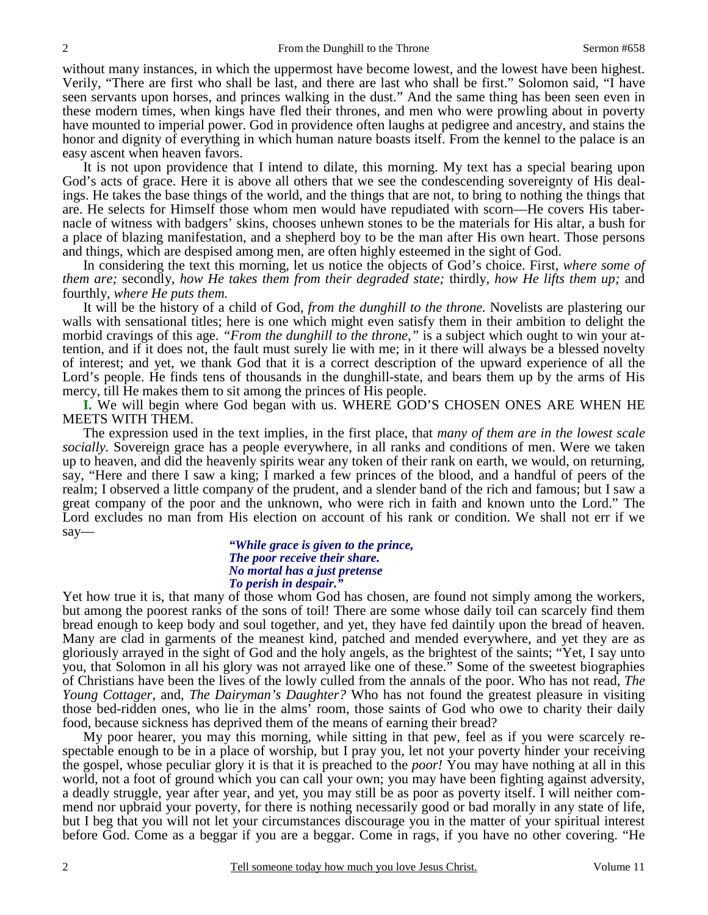without many instances, in which the uppermost have become lowest, and the lowest have been highest. Verily, "There are first who shall be last, and there are last who shall be first." Solomon said, "I have seen servants upon horses, and princes walking in the dust." And the same thing has been seen even in these modern times, when kings have fled their thrones, and men who were prowling about in poverty have mounted to imperial power. God in providence often laughs at pedigree and ancestry, and stains the honor and dignity of everything in which human nature boasts itself. From the kennel to the palace is an easy ascent when heaven favors.

It is not upon providence that I intend to dilate, this morning. My text has a special bearing upon God's acts of grace. Here it is above all others that we see the condescending sovereignty of His dealings. He takes the base things of the world, and the things that are not, to bring to nothing the things that are. He selects for Himself those whom men would have repudiated with scorn—He covers His tabernacle of witness with badgers' skins, chooses unhewn stones to be the materials for His altar, a bush for a place of blazing manifestation, and a shepherd boy to be the man after His own heart. Those persons and things, which are despised among men, are often highly esteemed in the sight of God.

In considering the text this morning, let us notice the objects of God's choice. First, *where some of them are;* secondly, *how He takes them from their degraded state;* thirdly, *how He lifts them up;* and fourthly, *where He puts them.*

It will be the history of a child of God, *from the dunghill to the throne.* Novelists are plastering our walls with sensational titles; here is one which might even satisfy them in their ambition to delight the morbid cravings of this age. *"From the dunghill to the throne,"* is a subject which ought to win your attention, and if it does not, the fault must surely lie with me; in it there will always be a blessed novelty of interest; and yet, we thank God that it is a correct description of the upward experience of all the Lord's people. He finds tens of thousands in the dunghill-state, and bears them up by the arms of His mercy, till He makes them to sit among the princes of His people.

**I.** We will begin where God began with us. WHERE GOD'S CHOSEN ONES ARE WHEN HE MEETS WITH THEM.

The expression used in the text implies, in the first place, that *many of them are in the lowest scale socially.* Sovereign grace has a people everywhere, in all ranks and conditions of men. Were we taken up to heaven, and did the heavenly spirits wear any token of their rank on earth, we would, on returning, say, "Here and there I saw a king; I marked a few princes of the blood, and a handful of peers of the realm; I observed a little company of the prudent, and a slender band of the rich and famous; but I saw a great company of the poor and the unknown, who were rich in faith and known unto the Lord." The Lord excludes no man from His election on account of his rank or condition. We shall not err if we say—

> ***"While grace is given to the prince,***
> ***The poor receive their share.***
> ***No mortal has a just pretense***
> ***To perish in despair."***

Yet how true it is, that many of those whom God has chosen, are found not simply among the workers, but among the poorest ranks of the sons of toil! There are some whose daily toil can scarcely find them bread enough to keep body and soul together, and yet, they have fed daintily upon the bread of heaven. Many are clad in garments of the meanest kind, patched and mended everywhere, and yet they are as gloriously arrayed in the sight of God and the holy angels, as the brightest of the saints; "Yet, I say unto you, that Solomon in all his glory was not arrayed like one of these." Some of the sweetest biographies of Christians have been the lives of the lowly culled from the annals of the poor. Who has not read, *The Young Cottager,* and, *The Dairyman's Daughter?* Who has not found the greatest pleasure in visiting those bed-ridden ones, who lie in the alms' room, those saints of God who owe to charity their daily food, because sickness has deprived them of the means of earning their bread?

My poor hearer, you may this morning, while sitting in that pew, feel as if you were scarcely respectable enough to be in a place of worship, but I pray you, let not your poverty hinder your receiving the gospel, whose peculiar glory it is that it is preached to the *poor!* You may have nothing at all in this world, not a foot of ground which you can call your own; you may have been fighting against adversity, a deadly struggle, year after year, and yet, you may still be as poor as poverty itself. I will neither commend nor upbraid your poverty, for there is nothing necessarily good or bad morally in any state of life, but I beg that you will not let your circumstances discourage you in the matter of your spiritual interest before God. Come as a beggar if you are a beggar. Come in rags, if you have no other covering. "He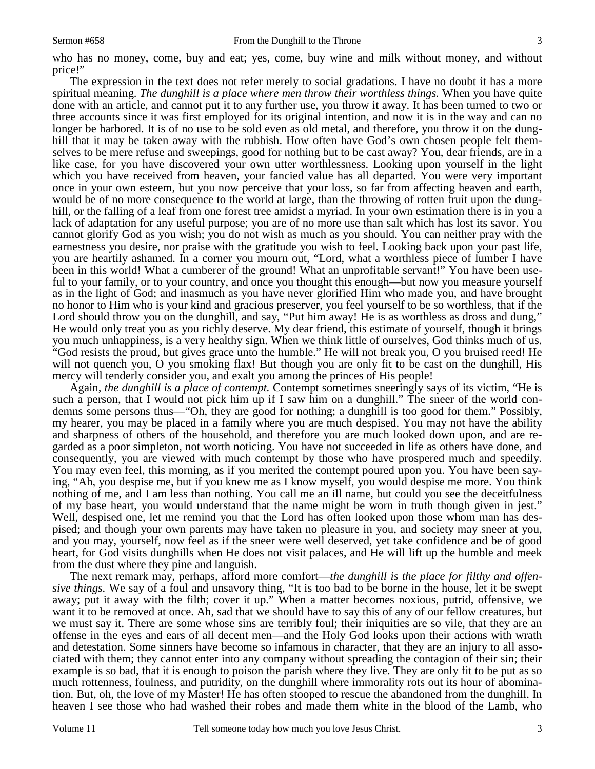who has no money, come, buy and eat; yes, come, buy wine and milk without money, and without price!"

The expression in the text does not refer merely to social gradations. I have no doubt it has a more spiritual meaning. *The dunghill is a place where men throw their worthless things.* When you have quite done with an article, and cannot put it to any further use, you throw it away. It has been turned to two or three accounts since it was first employed for its original intention, and now it is in the way and can no longer be harbored. It is of no use to be sold even as old metal, and therefore, you throw it on the dunghill that it may be taken away with the rubbish. How often have God's own chosen people felt themselves to be mere refuse and sweepings, good for nothing but to be cast away? You, dear friends, are in a like case, for you have discovered your own utter worthlessness. Looking upon yourself in the light which you have received from heaven, your fancied value has all departed. You were very important once in your own esteem, but you now perceive that your loss, so far from affecting heaven and earth, would be of no more consequence to the world at large, than the throwing of rotten fruit upon the dunghill, or the falling of a leaf from one forest tree amidst a myriad. In your own estimation there is in you a lack of adaptation for any useful purpose; you are of no more use than salt which has lost its savor. You cannot glorify God as you wish; you do not wish as much as you should. You can neither pray with the earnestness you desire, nor praise with the gratitude you wish to feel. Looking back upon your past life, you are heartily ashamed. In a corner you mourn out, "Lord, what a worthless piece of lumber I have been in this world! What a cumberer of the ground! What an unprofitable servant!" You have been useful to your family, or to your country, and once you thought this enough—but now you measure yourself as in the light of God; and inasmuch as you have never glorified Him who made you, and have brought no honor to Him who is your kind and gracious preserver, you feel yourself to be so worthless, that if the Lord should throw you on the dunghill, and say, "Put him away! He is as worthless as dross and dung," He would only treat you as you richly deserve. My dear friend, this estimate of yourself, though it brings you much unhappiness, is a very healthy sign. When we think little of ourselves, God thinks much of us. "God resists the proud, but gives grace unto the humble." He will not break you, O you bruised reed! He will not quench you, O you smoking flax! But though you are only fit to be cast on the dunghill, His mercy will tenderly consider you, and exalt you among the princes of His people!

Again, *the dunghill is a place of contempt.* Contempt sometimes sneeringly says of its victim, "He is such a person, that I would not pick him up if I saw him on a dunghill." The sneer of the world condemns some persons thus—"Oh, they are good for nothing; a dunghill is too good for them." Possibly, my hearer, you may be placed in a family where you are much despised. You may not have the ability and sharpness of others of the household, and therefore you are much looked down upon, and are regarded as a poor simpleton, not worth noticing. You have not succeeded in life as others have done, and consequently, you are viewed with much contempt by those who have prospered much and speedily. You may even feel, this morning, as if you merited the contempt poured upon you. You have been saying, "Ah, you despise me, but if you knew me as I know myself, you would despise me more. You think nothing of me, and I am less than nothing. You call me an ill name, but could you see the deceitfulness of my base heart, you would understand that the name might be worn in truth though given in jest." Well, despised one, let me remind you that the Lord has often looked upon those whom man has despised; and though your own parents may have taken no pleasure in you, and society may sneer at you, and you may, yourself, now feel as if the sneer were well deserved, yet take confidence and be of good heart, for God visits dunghills when He does not visit palaces, and He will lift up the humble and meek from the dust where they pine and languish.

The next remark may, perhaps, afford more comfort—*the dunghill is the place for filthy and offensive things.* We say of a foul and unsavory thing, "It is too bad to be borne in the house, let it be swept away; put it away with the filth; cover it up." When a matter becomes noxious, putrid, offensive, we want it to be removed at once. Ah, sad that we should have to say this of any of our fellow creatures, but we must say it. There are some whose sins are terribly foul; their iniquities are so vile, that they are an offense in the eyes and ears of all decent men—and the Holy God looks upon their actions with wrath and detestation. Some sinners have become so infamous in character, that they are an injury to all associated with them; they cannot enter into any company without spreading the contagion of their sin; their example is so bad, that it is enough to poison the parish where they live. They are only fit to be put as so much rottenness, foulness, and putridity, on the dunghill where immorality rots out its hour of abomination. But, oh, the love of my Master! He has often stooped to rescue the abandoned from the dunghill. In heaven I see those who had washed their robes and made them white in the blood of the Lamb, who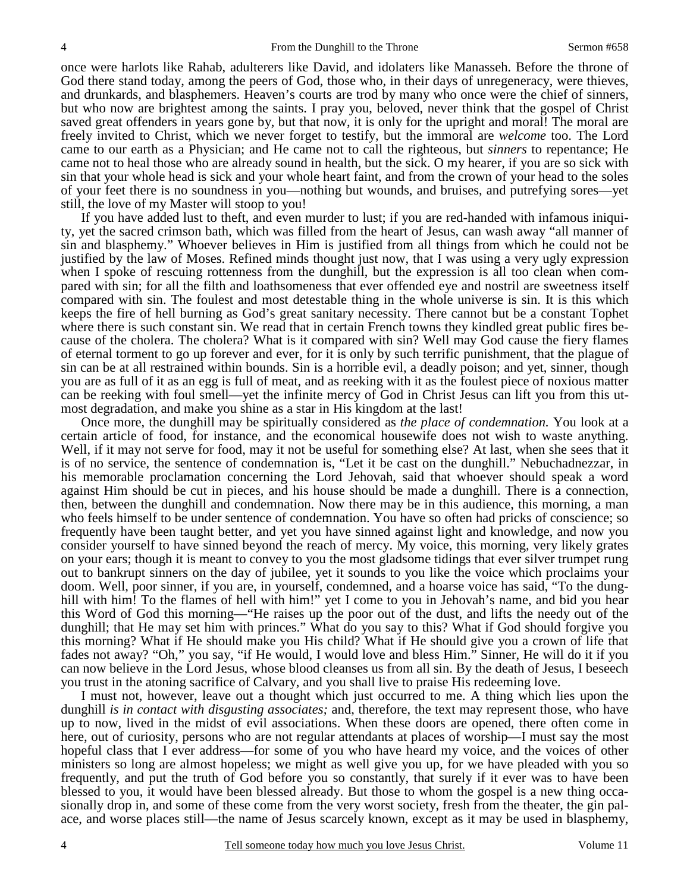once were harlots like Rahab, adulterers like David, and idolaters like Manasseh. Before the throne of God there stand today, among the peers of God, those who, in their days of unregeneracy, were thieves, and drunkards, and blasphemers. Heaven's courts are trod by many who once were the chief of sinners, but who now are brightest among the saints. I pray you, beloved, never think that the gospel of Christ saved great offenders in years gone by, but that now, it is only for the upright and moral! The moral are freely invited to Christ, which we never forget to testify, but the immoral are *welcome* too. The Lord came to our earth as a Physician; and He came not to call the righteous, but *sinners* to repentance; He came not to heal those who are already sound in health, but the sick. O my hearer, if you are so sick with sin that your whole head is sick and your whole heart faint, and from the crown of your head to the soles of your feet there is no soundness in you—nothing but wounds, and bruises, and putrefying sores—yet still, the love of my Master will stoop to you!

If you have added lust to theft, and even murder to lust; if you are red-handed with infamous iniquity, yet the sacred crimson bath, which was filled from the heart of Jesus, can wash away "all manner of sin and blasphemy." Whoever believes in Him is justified from all things from which he could not be justified by the law of Moses. Refined minds thought just now, that I was using a very ugly expression when I spoke of rescuing rottenness from the dunghill, but the expression is all too clean when compared with sin; for all the filth and loathsomeness that ever offended eye and nostril are sweetness itself compared with sin. The foulest and most detestable thing in the whole universe is sin. It is this which keeps the fire of hell burning as God's great sanitary necessity. There cannot but be a constant Tophet where there is such constant sin. We read that in certain French towns they kindled great public fires because of the cholera. The cholera? What is it compared with sin? Well may God cause the fiery flames of eternal torment to go up forever and ever, for it is only by such terrific punishment, that the plague of sin can be at all restrained within bounds. Sin is a horrible evil, a deadly poison; and yet, sinner, though you are as full of it as an egg is full of meat, and as reeking with it as the foulest piece of noxious matter can be reeking with foul smell—yet the infinite mercy of God in Christ Jesus can lift you from this utmost degradation, and make you shine as a star in His kingdom at the last!

Once more, the dunghill may be spiritually considered as *the place of condemnation.* You look at a certain article of food, for instance, and the economical housewife does not wish to waste anything. Well, if it may not serve for food, may it not be useful for something else? At last, when she sees that it is of no service, the sentence of condemnation is, "Let it be cast on the dunghill." Nebuchadnezzar, in his memorable proclamation concerning the Lord Jehovah, said that whoever should speak a word against Him should be cut in pieces, and his house should be made a dunghill. There is a connection, then, between the dunghill and condemnation. Now there may be in this audience, this morning, a man who feels himself to be under sentence of condemnation. You have so often had pricks of conscience; so frequently have been taught better, and yet you have sinned against light and knowledge, and now you consider yourself to have sinned beyond the reach of mercy. My voice, this morning, very likely grates on your ears; though it is meant to convey to you the most gladsome tidings that ever silver trumpet rung out to bankrupt sinners on the day of jubilee, yet it sounds to you like the voice which proclaims your doom. Well, poor sinner, if you are, in yourself, condemned, and a hoarse voice has said, "To the dunghill with him! To the flames of hell with him!" yet I come to you in Jehovah's name, and bid you hear this Word of God this morning—"He raises up the poor out of the dust, and lifts the needy out of the dunghill; that He may set him with princes." What do you say to this? What if God should forgive you this morning? What if He should make you His child? What if He should give you a crown of life that fades not away? "Oh," you say, "if He would, I would love and bless Him." Sinner, He will do it if you can now believe in the Lord Jesus, whose blood cleanses us from all sin. By the death of Jesus, I beseech you trust in the atoning sacrifice of Calvary, and you shall live to praise His redeeming love.

I must not, however, leave out a thought which just occurred to me. A thing which lies upon the dunghill *is in contact with disgusting associates;* and, therefore, the text may represent those, who have up to now, lived in the midst of evil associations. When these doors are opened, there often come in here, out of curiosity, persons who are not regular attendants at places of worship—I must say the most hopeful class that I ever address—for some of you who have heard my voice, and the voices of other ministers so long are almost hopeless; we might as well give you up, for we have pleaded with you so frequently, and put the truth of God before you so constantly, that surely if it ever was to have been blessed to you, it would have been blessed already. But those to whom the gospel is a new thing occasionally drop in, and some of these come from the very worst society, fresh from the theater, the gin palace, and worse places still—the name of Jesus scarcely known, except as it may be used in blasphemy,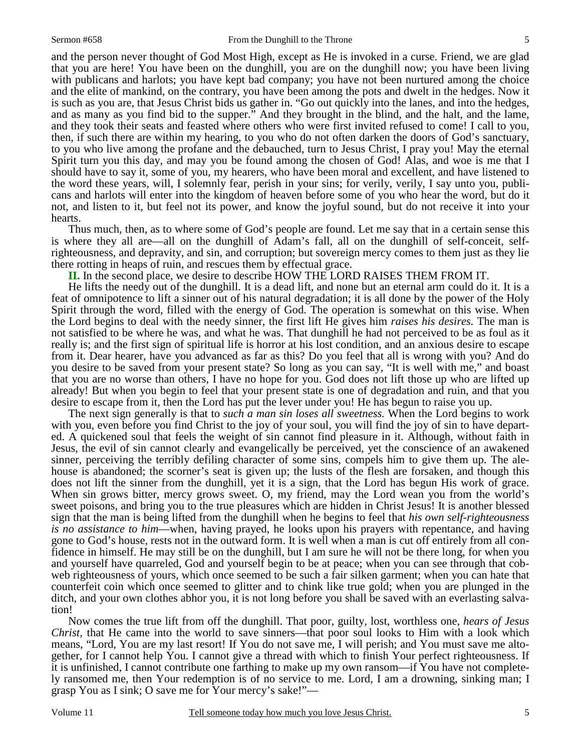and the person never thought of God Most High, except as He is invoked in a curse. Friend, we are glad that you are here! You have been on the dunghill, you are on the dunghill now; you have been living with publicans and harlots; you have kept bad company; you have not been nurtured among the choice and the elite of mankind, on the contrary, you have been among the pots and dwelt in the hedges. Now it is such as you are, that Jesus Christ bids us gather in. "Go out quickly into the lanes, and into the hedges, and as many as you find bid to the supper." And they brought in the blind, and the halt, and the lame, and they took their seats and feasted where others who were first invited refused to come! I call to you, then, if such there are within my hearing, to you who do not often darken the doors of God's sanctuary, to you who live among the profane and the debauched, turn to Jesus Christ, I pray you! May the eternal Spirit turn you this day, and may you be found among the chosen of God! Alas, and woe is me that I should have to say it, some of you, my hearers, who have been moral and excellent, and have listened to the word these years, will, I solemnly fear, perish in your sins; for verily, verily, I say unto you, publicans and harlots will enter into the kingdom of heaven before some of you who hear the word, but do it not, and listen to it, but feel not its power, and know the joyful sound, but do not receive it into your hearts.

Thus much, then, as to where some of God's people are found. Let me say that in a certain sense this is where they all are—all on the dunghill of Adam's fall, all on the dunghill of self-conceit, self-righteousness, and depravity, and sin, and corruption; but sovereign mercy comes to them just as they lie there rotting in heaps of ruin, and rescues them by effectual grace.

**II.** In the second place, we desire to describe HOW THE LORD RAISES THEM FROM IT.

He lifts the needy out of the dunghill. It is a dead lift, and none but an eternal arm could do it. It is a feat of omnipotence to lift a sinner out of his natural degradation; it is all done by the power of the Holy Spirit through the word, filled with the energy of God. The operation is somewhat on this wise. When the Lord begins to deal with the needy sinner, the first lift He gives him *raises his desires.* The man is not satisfied to be where he was, and what he was. That dunghill he had not perceived to be as foul as it really is; and the first sign of spiritual life is horror at his lost condition, and an anxious desire to escape from it. Dear hearer, have you advanced as far as this? Do you feel that all is wrong with you? And do you desire to be saved from your present state? So long as you can say, "It is well with me," and boast that you are no worse than others, I have no hope for you. God does not lift those up who are lifted up already! But when you begin to feel that your present state is one of degradation and ruin, and that you desire to escape from it, then the Lord has put the lever under you! He has begun to raise you up.

The next sign generally is that to *such a man sin loses all sweetness.* When the Lord begins to work with you, even before you find Christ to the joy of your soul, you will find the joy of sin to have departed. A quickened soul that feels the weight of sin cannot find pleasure in it. Although, without faith in Jesus, the evil of sin cannot clearly and evangelically be perceived, yet the conscience of an awakened sinner, perceiving the terribly defiling character of some sins, compels him to give them up. The alehouse is abandoned; the scorner's seat is given up; the lusts of the flesh are forsaken, and though this does not lift the sinner from the dunghill, yet it is a sign, that the Lord has begun His work of grace. When sin grows bitter, mercy grows sweet. O, my friend, may the Lord wean you from the world's sweet poisons, and bring you to the true pleasures which are hidden in Christ Jesus! It is another blessed sign that the man is being lifted from the dunghill when he begins to feel that *his own self-righteousness is no assistance to him*—when, having prayed, he looks upon his prayers with repentance, and having gone to God's house, rests not in the outward form. It is well when a man is cut off entirely from all confidence in himself. He may still be on the dunghill, but I am sure he will not be there long, for when you and yourself have quarreled, God and yourself begin to be at peace; when you can see through that cobweb righteousness of yours, which once seemed to be such a fair silken garment; when you can hate that counterfeit coin which once seemed to glitter and to chink like true gold; when you are plunged in the ditch, and your own clothes abhor you, it is not long before you shall be saved with an everlasting salvation!

Now comes the true lift from off the dunghill. That poor, guilty, lost, worthless one, *hears of Jesus Christ,* that He came into the world to save sinners—that poor soul looks to Him with a look which means, "Lord, You are my last resort! If You do not save me, I will perish; and You must save me altogether, for I cannot help You. I cannot give a thread with which to finish Your perfect righteousness. If it is unfinished, I cannot contribute one farthing to make up my own ransom—if You have not completely ransomed me, then Your redemption is of no service to me. Lord, I am a drowning, sinking man; I grasp You as I sink; O save me for Your mercy's sake!"—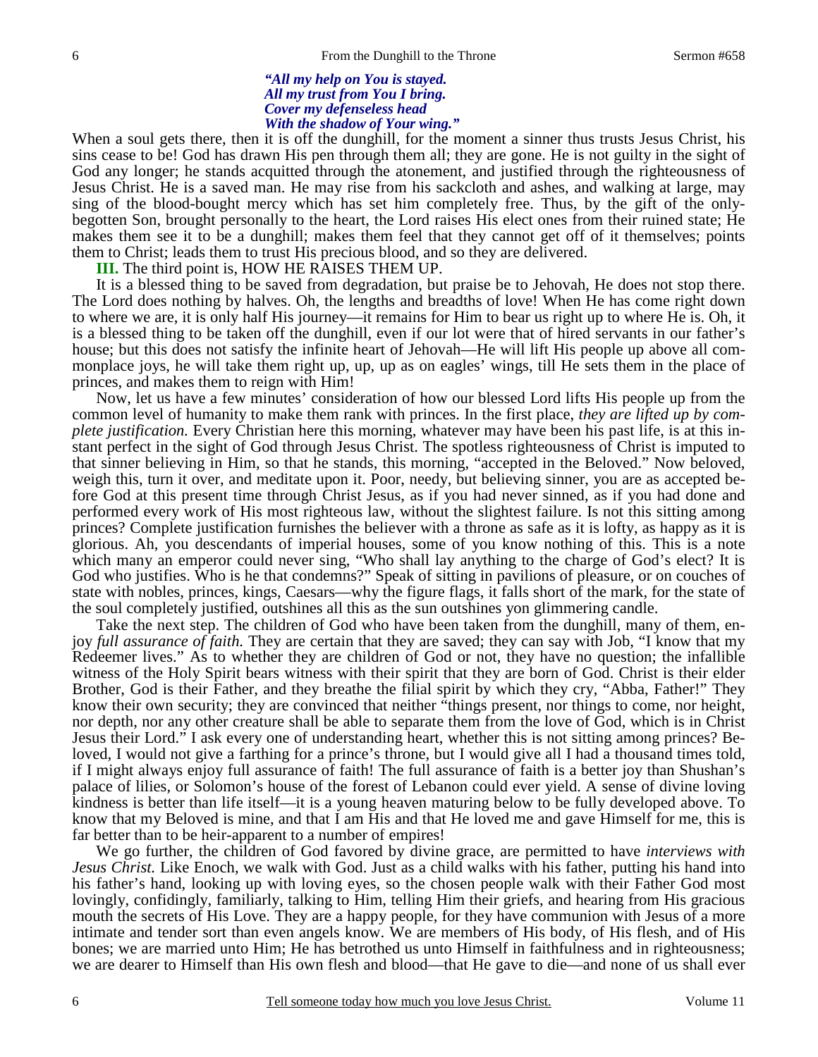*"All my help on You is stayed.*
*All my trust from You I bring.*
*Cover my defenseless head*
*With the shadow of Your wing."*

When a soul gets there, then it is off the dunghill, for the moment a sinner thus trusts Jesus Christ, his sins cease to be! God has drawn His pen through them all; they are gone. He is not guilty in the sight of God any longer; he stands acquitted through the atonement, and justified through the righteousness of Jesus Christ. He is a saved man. He may rise from his sackcloth and ashes, and walking at large, may sing of the blood-bought mercy which has set him completely free. Thus, by the gift of the only-begotten Son, brought personally to the heart, the Lord raises His elect ones from their ruined state; He makes them see it to be a dunghill; makes them feel that they cannot get off of it themselves; points them to Christ; leads them to trust His precious blood, and so they are delivered.

**III.** The third point is, HOW HE RAISES THEM UP.

It is a blessed thing to be saved from degradation, but praise be to Jehovah, He does not stop there. The Lord does nothing by halves. Oh, the lengths and breadths of love! When He has come right down to where we are, it is only half His journey—it remains for Him to bear us right up to where He is. Oh, it is a blessed thing to be taken off the dunghill, even if our lot were that of hired servants in our father's house; but this does not satisfy the infinite heart of Jehovah—He will lift His people up above all commonplace joys, he will take them right up, up, up as on eagles' wings, till He sets them in the place of princes, and makes them to reign with Him!

Now, let us have a few minutes' consideration of how our blessed Lord lifts His people up from the common level of humanity to make them rank with princes. In the first place, *they are lifted up by complete justification.* Every Christian here this morning, whatever may have been his past life, is at this instant perfect in the sight of God through Jesus Christ. The spotless righteousness of Christ is imputed to that sinner believing in Him, so that he stands, this morning, "accepted in the Beloved." Now beloved, weigh this, turn it over, and meditate upon it. Poor, needy, but believing sinner, you are as accepted before God at this present time through Christ Jesus, as if you had never sinned, as if you had done and performed every work of His most righteous law, without the slightest failure. Is not this sitting among princes? Complete justification furnishes the believer with a throne as safe as it is lofty, as happy as it is glorious. Ah, you descendants of imperial houses, some of you know nothing of this. This is a note which many an emperor could never sing, "Who shall lay anything to the charge of God's elect? It is God who justifies. Who is he that condemns?" Speak of sitting in pavilions of pleasure, or on couches of state with nobles, princes, kings, Caesars—why the figure flags, it falls short of the mark, for the state of the soul completely justified, outshines all this as the sun outshines yon glimmering candle.

Take the next step. The children of God who have been taken from the dunghill, many of them, enjoy *full assurance of faith.* They are certain that they are saved; they can say with Job, "I know that my Redeemer lives." As to whether they are children of God or not, they have no question; the infallible witness of the Holy Spirit bears witness with their spirit that they are born of God. Christ is their elder Brother, God is their Father, and they breathe the filial spirit by which they cry, "Abba, Father!" They know their own security; they are convinced that neither "things present, nor things to come, nor height, nor depth, nor any other creature shall be able to separate them from the love of God, which is in Christ Jesus their Lord." I ask every one of understanding heart, whether this is not sitting among princes? Beloved, I would not give a farthing for a prince's throne, but I would give all I had a thousand times told, if I might always enjoy full assurance of faith! The full assurance of faith is a better joy than Shushan's palace of lilies, or Solomon's house of the forest of Lebanon could ever yield. A sense of divine loving kindness is better than life itself—it is a young heaven maturing below to be fully developed above. To know that my Beloved is mine, and that I am His and that He loved me and gave Himself for me, this is far better than to be heir-apparent to a number of empires!

We go further, the children of God favored by divine grace, are permitted to have *interviews with Jesus Christ.* Like Enoch, we walk with God. Just as a child walks with his father, putting his hand into his father's hand, looking up with loving eyes, so the chosen people walk with their Father God most lovingly, confidingly, familiarly, talking to Him, telling Him their griefs, and hearing from His gracious mouth the secrets of His Love. They are a happy people, for they have communion with Jesus of a more intimate and tender sort than even angels know. We are members of His body, of His flesh, and of His bones; we are married unto Him; He has betrothed us unto Himself in faithfulness and in righteousness; we are dearer to Himself than His own flesh and blood—that He gave to die—and none of us shall ever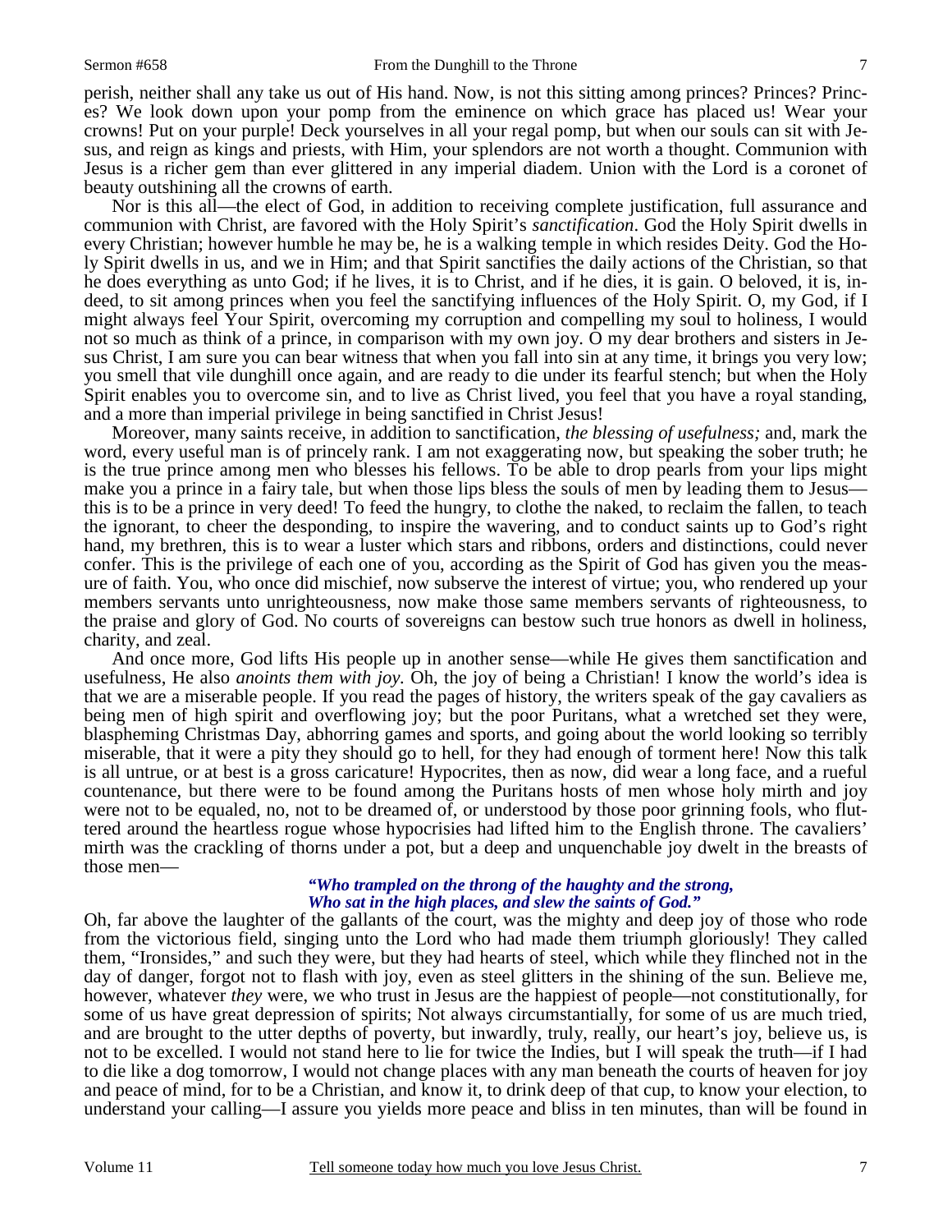perish, neither shall any take us out of His hand. Now, is not this sitting among princes? Princes? Princes? We look down upon your pomp from the eminence on which grace has placed us! Wear your crowns! Put on your purple! Deck yourselves in all your regal pomp, but when our souls can sit with Jesus, and reign as kings and priests, with Him, your splendors are not worth a thought. Communion with Jesus is a richer gem than ever glittered in any imperial diadem. Union with the Lord is a coronet of beauty outshining all the crowns of earth.

Nor is this all—the elect of God, in addition to receiving complete justification, full assurance and communion with Christ, are favored with the Holy Spirit's *sanctification*. God the Holy Spirit dwells in every Christian; however humble he may be, he is a walking temple in which resides Deity. God the Holy Spirit dwells in us, and we in Him; and that Spirit sanctifies the daily actions of the Christian, so that he does everything as unto God; if he lives, it is to Christ, and if he dies, it is gain. O beloved, it is, indeed, to sit among princes when you feel the sanctifying influences of the Holy Spirit. O, my God, if I might always feel Your Spirit, overcoming my corruption and compelling my soul to holiness, I would not so much as think of a prince, in comparison with my own joy. O my dear brothers and sisters in Jesus Christ, I am sure you can bear witness that when you fall into sin at any time, it brings you very low; you smell that vile dunghill once again, and are ready to die under its fearful stench; but when the Holy Spirit enables you to overcome sin, and to live as Christ lived, you feel that you have a royal standing, and a more than imperial privilege in being sanctified in Christ Jesus!

Moreover, many saints receive, in addition to sanctification, *the blessing of usefulness;* and, mark the word, every useful man is of princely rank. I am not exaggerating now, but speaking the sober truth; he is the true prince among men who blesses his fellows. To be able to drop pearls from your lips might make you a prince in a fairy tale, but when those lips bless the souls of men by leading them to Jesus—this is to be a prince in very deed! To feed the hungry, to clothe the naked, to reclaim the fallen, to teach the ignorant, to cheer the desponding, to inspire the wavering, and to conduct saints up to God's right hand, my brethren, this is to wear a luster which stars and ribbons, orders and distinctions, could never confer. This is the privilege of each one of you, according as the Spirit of God has given you the measure of faith. You, who once did mischief, now subserve the interest of virtue; you, who rendered up your members servants unto unrighteousness, now make those same members servants of righteousness, to the praise and glory of God. No courts of sovereigns can bestow such true honors as dwell in holiness, charity, and zeal.

And once more, God lifts His people up in another sense—while He gives them sanctification and usefulness, He also *anoints them with joy*. Oh, the joy of being a Christian! I know the world's idea is that we are a miserable people. If you read the pages of history, the writers speak of the gay cavaliers as being men of high spirit and overflowing joy; but the poor Puritans, what a wretched set they were, blaspheming Christmas Day, abhorring games and sports, and going about the world looking so terribly miserable, that it were a pity they should go to hell, for they had enough of torment here! Now this talk is all untrue, or at best is a gross caricature! Hypocrites, then as now, did wear a long face, and a rueful countenance, but there were to be found among the Puritans hosts of men whose holy mirth and joy were not to be equaled, no, not to be dreamed of, or understood by those poor grinning fools, who fluttered around the heartless rogue whose hypocrisies had lifted him to the English throne. The cavaliers' mirth was the crackling of thorns under a pot, but a deep and unquenchable joy dwelt in the breasts of those men—

> ***"Who trampled on the throng of the haughty and the strong,***
> ***Who sat in the high places, and slew the saints of God."***

Oh, far above the laughter of the gallants of the court, was the mighty and deep joy of those who rode from the victorious field, singing unto the Lord who had made them triumph gloriously! They called them, "Ironsides," and such they were, but they had hearts of steel, which while they flinched not in the day of danger, forgot not to flash with joy, even as steel glitters in the shining of the sun. Believe me, however, whatever *they* were, we who trust in Jesus are the happiest of people—not constitutionally, for some of us have great depression of spirits; Not always circumstantially, for some of us are much tried, and are brought to the utter depths of poverty, but inwardly, truly, really, our heart's joy, believe us, is not to be excelled. I would not stand here to lie for twice the Indies, but I will speak the truth—if I had to die like a dog tomorrow, I would not change places with any man beneath the courts of heaven for joy and peace of mind, for to be a Christian, and know it, to drink deep of that cup, to know your election, to understand your calling—I assure you yields more peace and bliss in ten minutes, than will be found in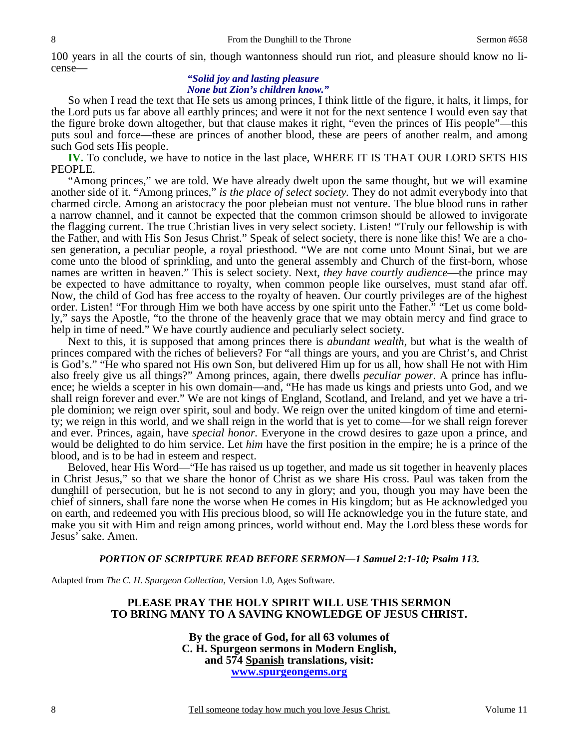100 years in all the courts of sin, though wantonness should run riot, and pleasure should know no license—

> ***"Solid joy and lasting pleasure***
> ***None but Zion's children know."***

So when I read the text that He sets us among princes, I think little of the figure, it halts, it limps, for the Lord puts us far above all earthly princes; and were it not for the next sentence I would even say that the figure broke down altogether, but that clause makes it right, "even the princes of His people"—this puts soul and force—these are princes of another blood, these are peers of another realm, and among such God sets His people.

**IV.** To conclude, we have to notice in the last place, WHERE IT IS THAT OUR LORD SETS HIS PEOPLE.

"Among princes," we are told. We have already dwelt upon the same thought, but we will examine another side of it. "Among princes," *is the place of select society.* They do not admit everybody into that charmed circle. Among an aristocracy the poor plebeian must not venture. The blue blood runs in rather a narrow channel, and it cannot be expected that the common crimson should be allowed to invigorate the flagging current. The true Christian lives in very select society. Listen! "Truly our fellowship is with the Father, and with His Son Jesus Christ." Speak of select society, there is none like this! We are a chosen generation, a peculiar people, a royal priesthood. "We are not come unto Mount Sinai, but we are come unto the blood of sprinkling, and unto the general assembly and Church of the first-born, whose names are written in heaven." This is select society. Next, *they have courtly audience*—the prince may be expected to have admittance to royalty, when common people like ourselves, must stand afar off. Now, the child of God has free access to the royalty of heaven. Our courtly privileges are of the highest order. Listen! "For through Him we both have access by one spirit unto the Father." "Let us come boldly," says the Apostle, "to the throne of the heavenly grace that we may obtain mercy and find grace to help in time of need." We have courtly audience and peculiarly select society.

Next to this, it is supposed that among princes there is *abundant wealth,* but what is the wealth of princes compared with the riches of believers? For "all things are yours, and you are Christ's, and Christ is God's." "He who spared not His own Son, but delivered Him up for us all, how shall He not with Him also freely give us all things?" Among princes, again, there dwells *peculiar power.* A prince has influence; he wields a scepter in his own domain—and, "He has made us kings and priests unto God, and we shall reign forever and ever." We are not kings of England, Scotland, and Ireland, and yet we have a triple dominion; we reign over spirit, soul and body. We reign over the united kingdom of time and eternity; we reign in this world, and we shall reign in the world that is yet to come—for we shall reign forever and ever. Princes, again, have *special honor.* Everyone in the crowd desires to gaze upon a prince, and would be delighted to do him service. Let *him* have the first position in the empire; he is a prince of the blood, and is to be had in esteem and respect.

Beloved, hear His Word—"He has raised us up together, and made us sit together in heavenly places in Christ Jesus," so that we share the honor of Christ as we share His cross. Paul was taken from the dunghill of persecution, but he is not second to any in glory; and you, though you may have been the chief of sinners, shall fare none the worse when He comes in His kingdom; but as He acknowledged you on earth, and redeemed you with His precious blood, so will He acknowledge you in the future state, and make you sit with Him and reign among princes, world without end. May the Lord bless these words for Jesus' sake. Amen.

***PORTION OF SCRIPTURE READ BEFORE SERMON—1 Samuel 2:1-10; Psalm 113.***

Adapted from *The C. H. Spurgeon Collection,* Version 1.0, Ages Software.

**PLEASE PRAY THE HOLY SPIRIT WILL USE THIS SERMON TO BRING MANY TO A SAVING KNOWLEDGE OF JESUS CHRIST.**

**By the grace of God, for all 63 volumes of C. H. Spurgeon sermons in Modern English, and 574 Spanish translations, visit: www.spurgeongems.org**